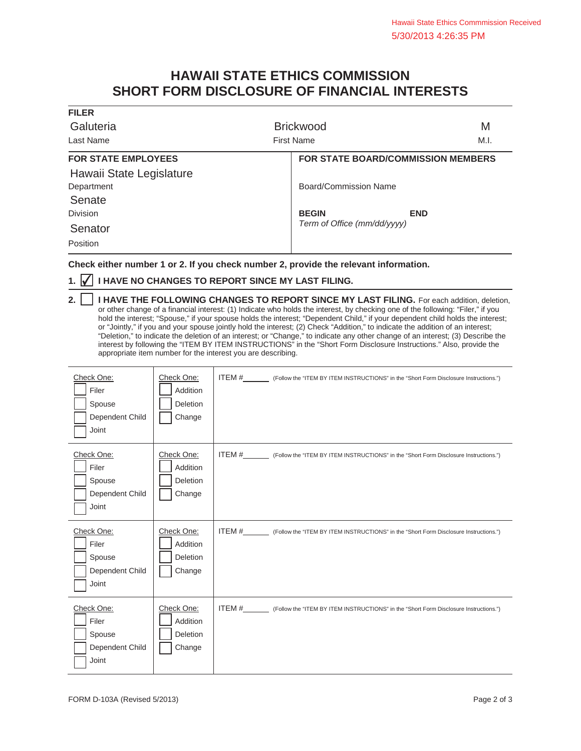Hawaii State Ethics Commmission Received
5/30/2013 4:26:35 PM

# HAWAII STATE ETHICS COMMISSION
# SHORT FORM DISCLOSURE OF FINANCIAL INTERESTS

**FILER**

| Galuteria | Brickwood | M |
|---|---|---|
| Last Name | First Name | M.I. |

| FOR STATE EMPLOYEES | FOR STATE BOARD/COMMISSION MEMBERS |
|---|---|
| Hawaii State Legislature<br>Department | Board/Commission Name |
| Senate<br>Division | **BEGIN** **END**<br>*Term of Office (mm/dd/yyyy)* |
| Senator<br>Position | |

**Check either number 1 or 2. If you check number 2, provide the relevant information.**

1. ☑ **I HAVE NO CHANGES TO REPORT SINCE MY LAST FILING.**

2. ☐ **I HAVE THE FOLLOWING CHANGES TO REPORT SINCE MY LAST FILING.** For each addition, deletion, or other change of a financial interest: (1) Indicate who holds the interest, by checking one of the following: "Filer," if you hold the interest; "Spouse," if your spouse holds the interest; "Dependent Child," if your dependent child holds the interest; or "Jointly," if you and your spouse jointly hold the interest; (2) Check "Addition," to indicate the addition of an interest; "Deletion," to indicate the deletion of an interest; or "Change," to indicate any other change of an interest; (3) Describe the interest by following the "ITEM BY ITEM INSTRUCTIONS" in the "Short Form Disclosure Instructions." Also, provide the appropriate item number for the interest you are describing.

| Check One: | Check One: | |
|---|---|---|
| ☐ Filer<br>☐ Spouse<br>☐ Dependent Child<br>☐ Joint | ☐ Addition<br>☐ Deletion<br>☐ Change | ITEM #\_\_\_\_\_\_ (Follow the "ITEM BY ITEM INSTRUCTIONS" in the "Short Form Disclosure Instructions.") |
| ☐ Filer<br>☐ Spouse<br>☐ Dependent Child<br>☐ Joint | ☐ Addition<br>☐ Deletion<br>☐ Change | ITEM #\_\_\_\_\_\_ (Follow the "ITEM BY ITEM INSTRUCTIONS" in the "Short Form Disclosure Instructions.") |
| ☐ Filer<br>☐ Spouse<br>☐ Dependent Child<br>☐ Joint | ☐ Addition<br>☐ Deletion<br>☐ Change | ITEM #\_\_\_\_\_\_ (Follow the "ITEM BY ITEM INSTRUCTIONS" in the "Short Form Disclosure Instructions.") |
| ☐ Filer<br>☐ Spouse<br>☐ Dependent Child<br>☐ Joint | ☐ Addition<br>☐ Deletion<br>☐ Change | ITEM #\_\_\_\_\_\_ (Follow the "ITEM BY ITEM INSTRUCTIONS" in the "Short Form Disclosure Instructions.") |

FORM D-103A (Revised 5/2013)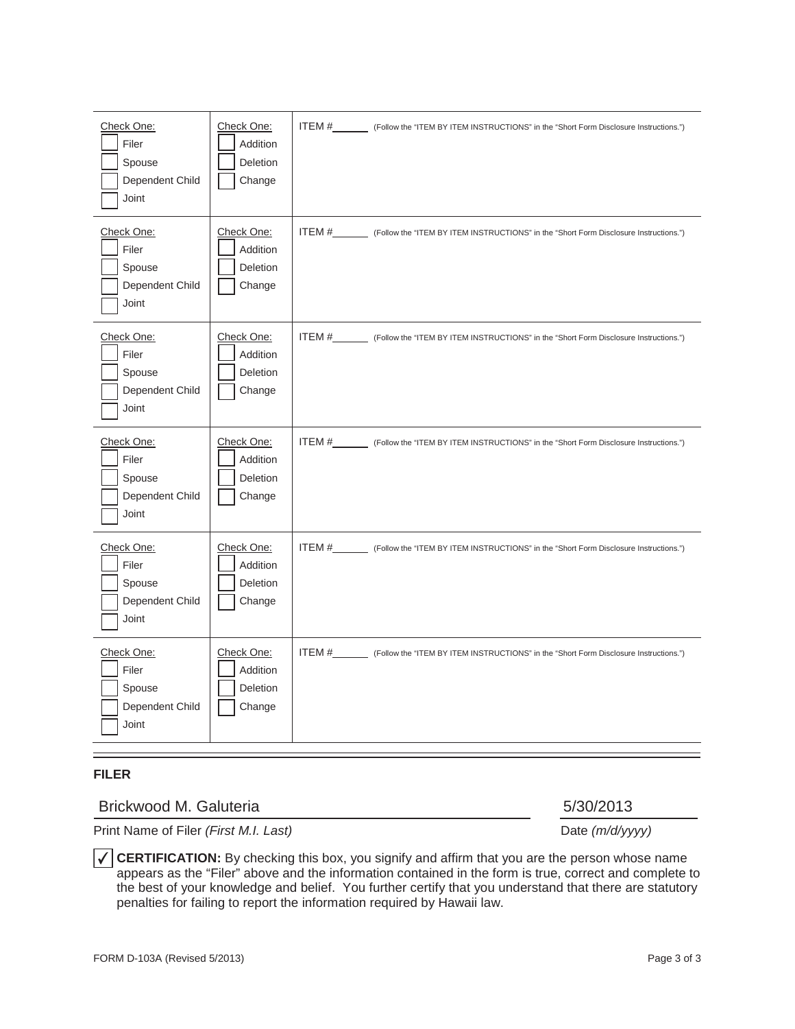| | | |
|---|---|---|
| Check One:<br>☐ Filer<br>☐ Spouse<br>☐ Dependent Child<br>☐ Joint | Check One:<br>☐ Addition<br>☐ Deletion<br>☐ Change | ITEM #______ (Follow the "ITEM BY ITEM INSTRUCTIONS" in the "Short Form Disclosure Instructions.") |
| Check One:<br>☐ Filer<br>☐ Spouse<br>☐ Dependent Child<br>☐ Joint | Check One:<br>☐ Addition<br>☐ Deletion<br>☐ Change | ITEM #______ (Follow the "ITEM BY ITEM INSTRUCTIONS" in the "Short Form Disclosure Instructions.") |
| Check One:<br>☐ Filer<br>☐ Spouse<br>☐ Dependent Child<br>☐ Joint | Check One:<br>☐ Addition<br>☐ Deletion<br>☐ Change | ITEM #______ (Follow the "ITEM BY ITEM INSTRUCTIONS" in the "Short Form Disclosure Instructions.") |
| Check One:<br>☐ Filer<br>☐ Spouse<br>☐ Dependent Child<br>☐ Joint | Check One:<br>☐ Addition<br>☐ Deletion<br>☐ Change | ITEM #______ (Follow the "ITEM BY ITEM INSTRUCTIONS" in the "Short Form Disclosure Instructions.") |
| Check One:<br>☐ Filer<br>☐ Spouse<br>☐ Dependent Child<br>☐ Joint | Check One:<br>☐ Addition<br>☐ Deletion<br>☐ Change | ITEM #______ (Follow the "ITEM BY ITEM INSTRUCTIONS" in the "Short Form Disclosure Instructions.") |
| Check One:<br>☐ Filer<br>☐ Spouse<br>☐ Dependent Child<br>☐ Joint | Check One:<br>☐ Addition<br>☐ Deletion<br>☐ Change | ITEM #______ (Follow the "ITEM BY ITEM INSTRUCTIONS" in the "Short Form Disclosure Instructions.") |

**FILER**

Brickwood M. Galuteria — 5/30/2013

Print Name of Filer *(First M.I. Last)* — Date *(m/d/yyyy)*

☑ **CERTIFICATION:** By checking this box, you signify and affirm that you are the person whose name appears as the "Filer" above and the information contained in the form is true, correct and complete to the best of your knowledge and belief. You further certify that you understand that there are statutory penalties for failing to report the information required by Hawaii law.

FORM D-103A (Revised 5/2013)